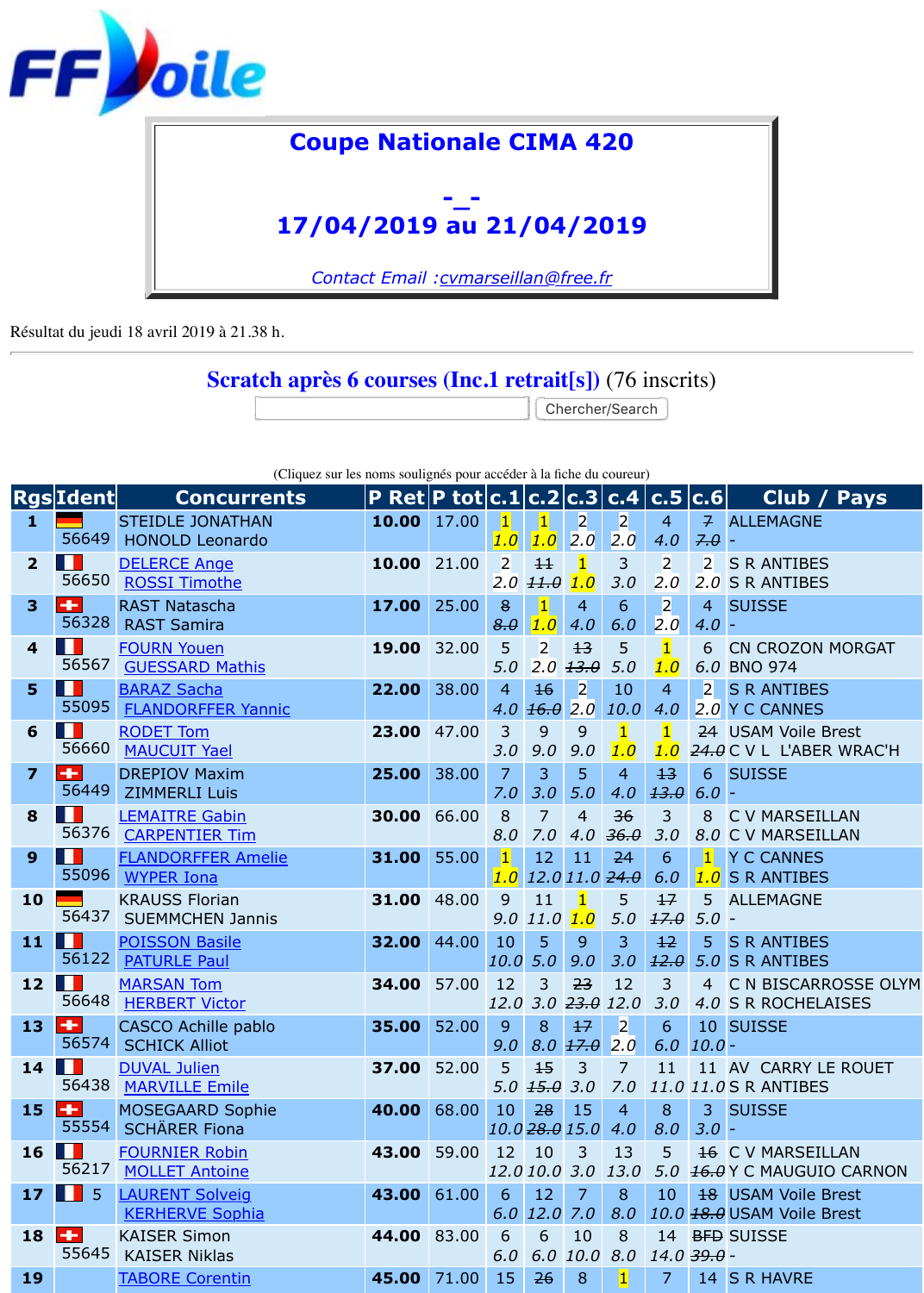FF Voile

# Coupe Nationale CIMA 420

## -_-

## 17/04/2019 au 21/04/2019

*Contact Email :cvmarseillan@free.fr*

Résultat du jeudi 18 avril 2019 à 21.38 h.

## Scratch après 6 courses (Inc.1 retrait[s]) (76 inscrits)

(Cliquez sur les noms soulignés pour accéder à la fiche du coureur)

| Rgs | Ident | Concurrents | P Ret | P tot | c.1 | c.2 | c.3 | c.4 | c.5 | c.6 | Club / Pays |
|---|---|---|---|---|---|---|---|---|---|---|---|
| 1 | 56649 | STEIDLE JONATHAN<br>HONOLD Leonardo | 10.00 | 17.00 | 1<br>1.0 | 1<br>1.0 | 2<br>2.0 | 2<br>2.0 | 4<br>4.0 | ~~7~~<br>~~7.0~~ | ALLEMAGNE<br>- |
| 2 | 56650 | DELERCE Ange<br>ROSSI Timothe | 10.00 | 21.00 | 2<br>2.0 | ~~11~~<br>~~11.0~~ | 1<br>1.0 | 3<br>3.0 | 2<br>2.0 | 2<br>2.0 | S R ANTIBES<br>S R ANTIBES |
| 3 | 56328 | RAST Natascha<br>RAST Samira | 17.00 | 25.00 | ~~8~~<br>~~8.0~~ | 1<br>1.0 | 4<br>4.0 | 6<br>6.0 | 2<br>2.0 | 4<br>4.0 | SUISSE<br>- |
| 4 | 56567 | FOURN Youen<br>GUESSARD Mathis | 19.00 | 32.00 | 5<br>5.0 | 2<br>2.0 | ~~13~~<br>~~13.0~~ | 5<br>5.0 | 1<br>1.0 | 6<br>6.0 | CN CROZON MORGAT<br>BNO 974 |
| 5 | 55095 | BARAZ Sacha<br>FLANDORFFER Yannic | 22.00 | 38.00 | 4<br>4.0 | ~~16~~<br>~~16.0~~ | 2<br>2.0 | 10<br>10.0 | 4<br>4.0 | 2<br>2.0 | S R ANTIBES<br>Y C CANNES |
| 6 | 56660 | RODET Tom<br>MAUCUIT Yael | 23.00 | 47.00 | 3<br>3.0 | 9<br>9.0 | 9<br>9.0 | 1<br>1.0 | 1<br>1.0 | ~~24~~<br>~~24.0~~ | USAM Voile Brest<br>C V L L'ABER WRAC'H |
| 7 | 56449 | DREPIOV Maxim<br>ZIMMERLI Luis | 25.00 | 38.00 | 7<br>7.0 | 3<br>3.0 | 5<br>5.0 | 4<br>4.0 | ~~13~~<br>~~13.0~~ | 6<br>6.0 | SUISSE<br>- |
| 8 | 56376 | LEMAITRE Gabin<br>CARPENTIER Tim | 30.00 | 66.00 | 8<br>8.0 | 7<br>7.0 | 4<br>4.0 | ~~36~~<br>~~36.0~~ | 3<br>3.0 | 8<br>8.0 | C V MARSEILLAN<br>C V MARSEILLAN |
| 9 | 55096 | FLANDORFFER Amelie<br>WYPER Iona | 31.00 | 55.00 | 1<br>1.0 | 12<br>12.0 | 11<br>11.0 | ~~24~~<br>~~24.0~~ | 6<br>6.0 | 1<br>1.0 | Y C CANNES<br>S R ANTIBES |
| 10 | 56437 | KRAUSS Florian<br>SUEMMCHEN Jannis | 31.00 | 48.00 | 9<br>9.0 | 11<br>11.0 | 1<br>1.0 | 5<br>5.0 | ~~17~~<br>~~17.0~~ | 5<br>5.0 | ALLEMAGNE<br>- |
| 11 | 56122 | POISSON Basile<br>PATURLE Paul | 32.00 | 44.00 | 10<br>10.0 | 5<br>5.0 | 9<br>9.0 | 3<br>3.0 | ~~12~~<br>~~12.0~~ | 5<br>5.0 | S R ANTIBES<br>S R ANTIBES |
| 12 | 56648 | MARSAN Tom<br>HERBERT Victor | 34.00 | 57.00 | 12<br>12.0 | 3<br>3.0 | ~~23~~<br>~~23.0~~ | 12<br>12.0 | 3<br>3.0 | 4<br>4.0 | C N BISCARROSSE OLYM<br>S R ROCHELAISES |
| 13 | 56574 | CASCO Achille pablo<br>SCHICK Alliot | 35.00 | 52.00 | 9<br>9.0 | 8<br>8.0 | ~~17~~<br>~~17.0~~ | 2<br>2.0 | 6<br>6.0 | 10<br>10.0 | SUISSE<br>- |
| 14 | 56438 | DUVAL Julien<br>MARVILLE Emile | 37.00 | 52.00 | 5<br>5.0 | ~~15~~<br>~~15.0~~ | 3<br>3.0 | 7<br>7.0 | 11<br>11.0 | 11<br>11.0 | AV CARRY LE ROUET<br>S R ANTIBES |
| 15 | 55554 | MOSEGAARD Sophie<br>SCHÄRER Fiona | 40.00 | 68.00 | 10<br>10.0 | ~~28~~<br>~~28.0~~ | 15<br>15.0 | 4<br>4.0 | 8<br>8.0 | 3<br>3.0 | SUISSE<br>- |
| 16 | 56217 | FOURNIER Robin<br>MOLLET Antoine | 43.00 | 59.00 | 12<br>12.0 | 10<br>10.0 | 3<br>3.0 | 13<br>13.0 | 5<br>5.0 | ~~16~~<br>~~16.0~~ | C V MARSEILLAN<br>Y C MAUGUIO CARNON |
| 17 | 5 | LAURENT Solveig<br>KERHERVE Sophia | 43.00 | 61.00 | 6<br>6.0 | 12<br>12.0 | 7<br>7.0 | 8<br>8.0 | 10<br>10.0 | ~~18~~<br>~~18.0~~ | USAM Voile Brest<br>USAM Voile Brest |
| 18 | 55645 | KAISER Simon<br>KAISER Niklas | 44.00 | 83.00 | 6<br>6.0 | 6<br>6.0 | 10<br>10.0 | 8<br>8.0 | 14<br>14.0 | ~~BFD~~<br>~~39.0~~ | SUISSE<br>- |
| 19 | | TABORE Corentin | 45.00 | 71.00 | 15 | ~~26~~ | 8 | 1 | 7 | 14 | S R HAVRE |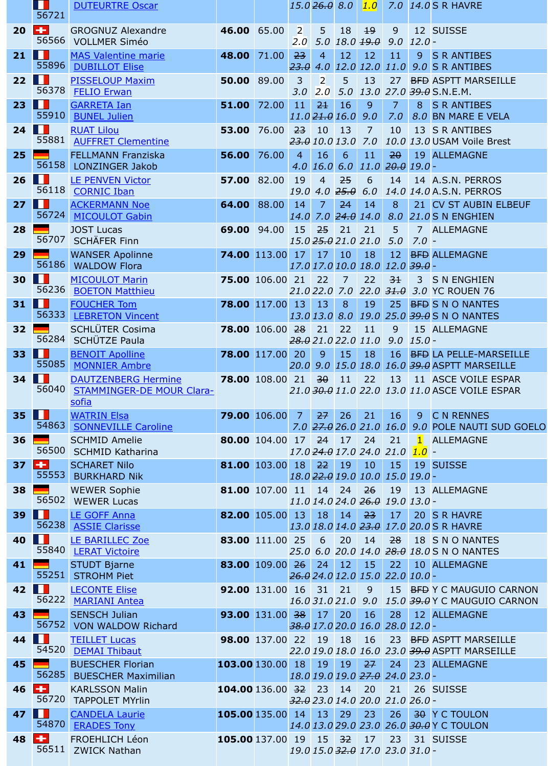| Rank | Sail No | Crew | Net | Total | R1 | R2 | R3 | R4 | R5 | R6 | Club |
|---|---|---|---|---|---|---|---|---|---|---|---|
| | 56721 | DUTEURTRE Oscar | | | 15.0 | ~~26.0~~ | 8.0 | 1.0 | 7.0 | 14.0 | S R HAVRE |
| 20 | 56566 | GROGNUZ Alexandre / VOLLMER Siméo | 46.00 | 65.00 | 2 / 2.0 | 5 / 5.0 | 18 / 18.0 | ~~19~~ / ~~19.0~~ | 9 / 9.0 | 12 / 12.0 | SUISSE / - |
| 21 | 55896 | MAS Valentine marie / DUBILLOT Elise | 48.00 | 71.00 | ~~23~~ / ~~23.0~~ | 4 / 4.0 | 12 / 12.0 | 12 / 12.0 | 11 / 11.0 | 9 / 9.0 | S R ANTIBES / S R ANTIBES |
| 22 | 56378 | PISSELOUP Maxim / FELIO Erwan | 50.00 | 89.00 | 3 / 3.0 | 2 / 2.0 | 5 / 5.0 | 13 / 13.0 | 27 / 27.0 | ~~BFD~~ / ~~39.0~~ | ASPTT MARSEILLE / S.N.E.M. |
| 23 | 55910 | GARRETA Ian / BUNEL Julien | 51.00 | 72.00 | 11 / 11.0 | ~~21~~ / ~~21.0~~ | 16 / 16.0 | 9 / 9.0 | 7 / 7.0 | 8 / 8.0 | S R ANTIBES / BN MARE E VELA |
| 24 | 55881 | RUAT Lilou / AUFFRET Clementine | 53.00 | 76.00 | ~~23~~ / ~~23.0~~ | 10 / 10.0 | 13 / 13.0 | 7 / 7.0 | 10 / 10.0 | 13 / 13.0 | S R ANTIBES / USAM Voile Brest |
| 25 | 56158 | FELLMANN Franziska / LONZINGER Jakob | 56.00 | 76.00 | 4 / 4.0 | 16 / 16.0 | 6 / 6.0 | 11 / 11.0 | ~~20~~ / ~~20.0~~ | 19 / 19.0 | ALLEMAGNE / - |
| 26 | 56118 | LE PENVEN Victor / CORNIC Iban | 57.00 | 82.00 | 19 / 19.0 | 4 / 4.0 | ~~25~~ / ~~25.0~~ | 6 / 6.0 | 14 / 14.0 | 14 / 14.0 | A.S.N. PERROS / A.S.N. PERROS |
| 27 | 56724 | ACKERMANN Noe / MICOULOT Gabin | 64.00 | 88.00 | 14 / 14.0 | 7 / 7.0 | ~~24~~ / ~~24.0~~ | 14 / 14.0 | 8 / 8.0 | 21 / 21.0 | CV ST AUBIN ELBEUF / S N ENGHIEN |
| 28 | 56707 | JOST Lucas / SCHÄFER Finn | 69.00 | 94.00 | 15 / 15.0 | ~~25~~ / ~~25.0~~ | 21 / 21.0 | 21 / 21.0 | 5 / 5.0 | 7 / 7.0 | ALLEMAGNE / - |
| 29 | 56186 | WANSER Apolinne / WALDOW Flora | 74.00 | 113.00 | 17 / 17.0 | 17 / 17.0 | 10 / 10.0 | 18 / 18.0 | 12 / 12.0 | ~~BFD~~ / ~~39.0~~ | ALLEMAGNE / - |
| 30 | 56236 | MICOULOT Marin / BOETON Matthieu | 75.00 | 106.00 | 21 / 21.0 | 22 / 22.0 | 7 / 7.0 | 22 / 22.0 | ~~31~~ / ~~31.0~~ | 3 / 3.0 | S N ENGHIEN / YC ROUEN 76 |
| 31 | 56333 | FOUCHER Tom / LEBRETON Vincent | 78.00 | 117.00 | 13 / 13.0 | 13 / 13.0 | 8 / 8.0 | 19 / 19.0 | 25 / 25.0 | ~~BFD~~ / ~~39.0~~ | S N O NANTES / S N O NANTES |
| 32 | 56284 | SCHLÜTER Cosima / SCHÜTZE Paula | 78.00 | 106.00 | ~~28~~ / ~~28.0~~ | 21 / 21.0 | 22 / 22.0 | 11 / 11.0 | 9 / 9.0 | 15 / 15.0 | ALLEMAGNE / - |
| 33 | 55085 | BENOIT Apolline / MONNIER Ambre | 78.00 | 117.00 | 20 / 20.0 | 9 / 9.0 | 15 / 15.0 | 18 / 18.0 | 16 / 16.0 | ~~BFD~~ / ~~39.0~~ | LA PELLE-MARSEILLE / ASPTT MARSEILLE |
| 34 | 56040 | DAUTZENBERG Hermine / STAMMINGER-DE MOUR Clara-sofia | 78.00 | 108.00 | 21 / 21.0 | ~~30~~ / ~~30.0~~ | 11 / 11.0 | 22 / 22.0 | 13 / 13.0 | 11 / 11.0 | ASCE VOILE ESPAR / ASCE VOILE ESPAR |
| 35 | 54863 | WATRIN Elsa / SONNEVILLE Caroline | 79.00 | 106.00 | 7 / 7.0 | ~~27~~ / ~~27.0~~ | 26 / 26.0 | 21 / 21.0 | 16 / 16.0 | 9 / 9.0 | C N RENNES / POLE NAUTI SUD GOELO |
| 36 | 56500 | SCHMID Amelie / SCHMID Katharina | 80.00 | 104.00 | 17 / 17.0 | ~~24~~ / ~~24.0~~ | 17 / 17.0 | 24 / 24.0 | 21 / 21.0 | 1 / 1.0 | ALLEMAGNE / - |
| 37 | 55553 | SCHARET Nilo / BURKHARD Nik | 81.00 | 103.00 | 18 / 18.0 | ~~22~~ / ~~22.0~~ | 19 / 19.0 | 10 / 10.0 | 15 / 15.0 | 19 / 19.0 | SUISSE / - |
| 38 | 56502 | WEWER Sophie / WEWER Lucas | 81.00 | 107.00 | 11 / 11.0 | 14 / 14.0 | 24 / 24.0 | ~~26~~ / ~~26.0~~ | 19 / 19.0 | 13 / 13.0 | ALLEMAGNE / - |
| 39 | 56238 | LE GOFF Anna / ASSIE Clarisse | 82.00 | 105.00 | 13 / 13.0 | 18 / 18.0 | 14 / 14.0 | ~~23~~ / ~~23.0~~ | 17 / 17.0 | 20 / 20.0 | S R HAVRE / S R HAVRE |
| 40 | 55840 | LE BARILLEC Zoe / LERAT Victoire | 83.00 | 111.00 | 25 / 25.0 | 6 / 6.0 | 20 / 20.0 | 14 / 14.0 | ~~28~~ / ~~28.0~~ | 18 / 18.0 | S N O NANTES / S N O NANTES |
| 41 | 55251 | STUDT Bjarne / STROHM Piet | 83.00 | 109.00 | ~~26~~ / ~~26.0~~ | 24 / 24.0 | 12 / 12.0 | 15 / 15.0 | 22 / 22.0 | 10 / 10.0 | ALLEMAGNE / - |
| 42 | 56222 | LECONTE Elise / MARIANI Antea | 92.00 | 131.00 | 16 / 16.0 | 31 / 31.0 | 21 / 21.0 | 9 / 9.0 | 15 / 15.0 | ~~BFD~~ / ~~39.0~~ | Y C MAUGUIO CARNON / Y C MAUGUIO CARNON |
| 43 | 56752 | SENSCH Julian / VON WALDOW Richard | 93.00 | 131.00 | ~~38~~ / ~~38.0~~ | 17 / 17.0 | 20 / 20.0 | 16 / 16.0 | 28 / 28.0 | 12 / 12.0 | ALLEMAGNE / - |
| 44 | 54520 | TEILLET Lucas / DEMAI Thibaut | 98.00 | 137.00 | 22 / 22.0 | 19 / 19.0 | 18 / 18.0 | 16 / 16.0 | 23 / 23.0 | ~~BFD~~ / ~~39.0~~ | ASPTT MARSEILLE / ASPTT MARSEILLE |
| 45 | 56285 | BUESCHER Florian / BUESCHER Maximilian | 103.00 | 130.00 | 18 / 18.0 | 19 / 19.0 | 19 / 19.0 | ~~27~~ / ~~27.0~~ | 24 / 24.0 | 23 / 23.0 | ALLEMAGNE / - |
| 46 | 56720 | KARLSSON Malin / TAPPOLET MYrlin | 104.00 | 136.00 | ~~32~~ / ~~32.0~~ | 23 / 23.0 | 14 / 14.0 | 20 / 20.0 | 21 / 21.0 | 26 / 26.0 | SUISSE / - |
| 47 | 54870 | CANDELA Laurie / ERADES Tony | 105.00 | 135.00 | 14 / 14.0 | 13 / 13.0 | 29 / 29.0 | 23 / 23.0 | 26 / 26.0 | ~~30~~ / ~~30.0~~ | Y C TOULON / Y C TOULON |
| 48 | 56511 | FROEHLICH Léon / ZWICK Nathan | 105.00 | 137.00 | 19 / 19.0 | 15 / 15.0 | ~~32~~ / ~~32.0~~ | 17 / 17.0 | 23 / 23.0 | 31 / 31.0 | SUISSE / - |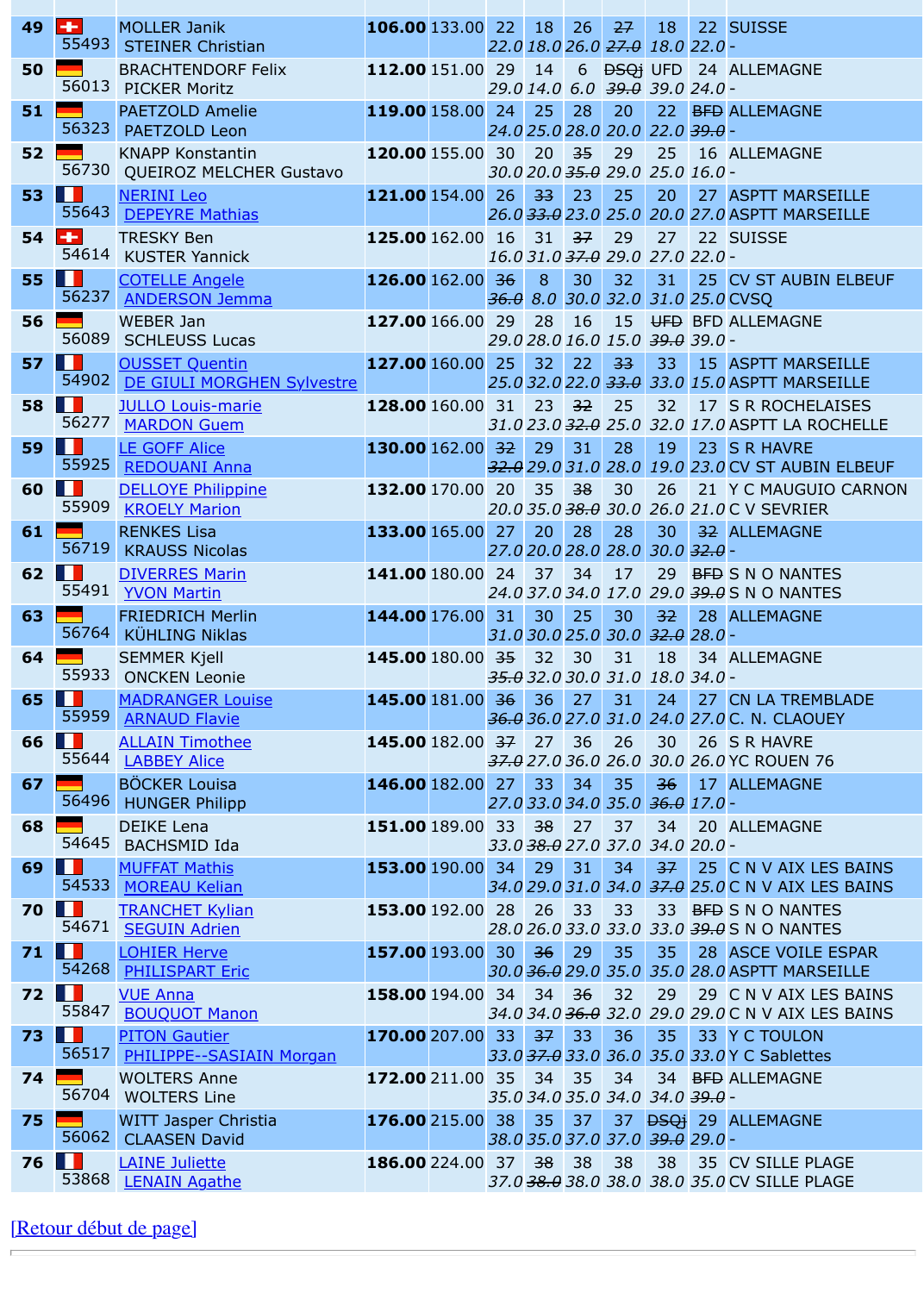| | | | | | | | | | | | | |
|---|---|---|---|---|---|---|---|---|---|---|---|---|
| 49 | 55493 | MOLLER Janik<br>STEINER Christian | **106.00** | 133.00 | 22<br>22.0 | 18<br>18.0 | 26<br>26.0 | ~~27~~<br>~~27.0~~ | 18<br>18.0 | 22<br>22.0 | SUISSE<br>- |
| 50 | 56013 | BRACHTENDORF Felix<br>PICKER Moritz | **112.00** | 151.00 | 29<br>29.0 | 14<br>14.0 | 6<br>6.0 | ~~DSQj~~<br>~~39.0~~ | UFD<br>39.0 | 24<br>24.0 | ALLEMAGNE<br>- |
| 51 | 56323 | PAETZOLD Amelie<br>PAETZOLD Leon | **119.00** | 158.00 | 24<br>24.0 | 25<br>25.0 | 28<br>28.0 | 20<br>20.0 | 22<br>22.0 | ~~BFD~~<br>~~39.0~~ | ALLEMAGNE<br>- |
| 52 | 56730 | KNAPP Konstantin<br>QUEIROZ MELCHER Gustavo | **120.00** | 155.00 | 30<br>30.0 | 20<br>20.0 | ~~35~~<br>~~35.0~~ | 29<br>29.0 | 25<br>25.0 | 16<br>16.0 | ALLEMAGNE<br>- |
| 53 | 55643 | NERINI Leo<br>DEPEYRE Mathias | **121.00** | 154.00 | 26<br>26.0 | ~~33~~<br>~~33.0~~ | 23<br>23.0 | 25<br>25.0 | 20<br>20.0 | 27<br>27.0 | ASPTT MARSEILLE<br>ASPTT MARSEILLE |
| 54 | 54614 | TRESKY Ben<br>KUSTER Yannick | **125.00** | 162.00 | 16<br>16.0 | 31<br>31.0 | ~~37~~<br>~~37.0~~ | 29<br>29.0 | 27<br>27.0 | 22<br>22.0 | SUISSE<br>- |
| 55 | 56237 | COTELLE Angele<br>ANDERSON Jemma | **126.00** | 162.00 | ~~36~~<br>~~36.0~~ | 8<br>8.0 | 30<br>30.0 | 32<br>32.0 | 31<br>31.0 | 25<br>25.0 | CV ST AUBIN ELBEUF<br>CVSQ |
| 56 | 56089 | WEBER Jan<br>SCHLEUSS Lucas | **127.00** | 166.00 | 29<br>29.0 | 28<br>28.0 | 16<br>16.0 | 15<br>15.0 | ~~UFD~~<br>~~39.0~~ | BFD<br>39.0 | ALLEMAGNE<br>- |
| 57 | 54902 | OUSSET Quentin<br>DE GIULI MORGHEN Sylvestre | **127.00** | 160.00 | 25<br>25.0 | 32<br>32.0 | 22<br>22.0 | ~~33~~<br>~~33.0~~ | 33<br>33.0 | 15<br>15.0 | ASPTT MARSEILLE<br>ASPTT MARSEILLE |
| 58 | 56277 | JULLO Louis-marie<br>MARDON Guem | **128.00** | 160.00 | 31<br>31.0 | 23<br>23.0 | ~~32~~<br>~~32.0~~ | 25<br>25.0 | 32<br>32.0 | 17<br>17.0 | S R ROCHELAISES<br>ASPTT LA ROCHELLE |
| 59 | 55925 | LE GOFF Alice<br>REDOUANI Anna | **130.00** | 162.00 | ~~32~~<br>~~32.0~~ | 29<br>29.0 | 31<br>31.0 | 28<br>28.0 | 19<br>19.0 | 23<br>23.0 | S R HAVRE<br>CV ST AUBIN ELBEUF |
| 60 | 55909 | DELLOYE Philippine<br>KROELY Marion | **132.00** | 170.00 | 20<br>20.0 | 35<br>35.0 | ~~38~~<br>~~38.0~~ | 30<br>30.0 | 26<br>26.0 | 21<br>21.0 | Y C MAUGUIO CARNON<br>C V SEVRIER |
| 61 | 56719 | RENKES Lisa<br>KRAUSS Nicolas | **133.00** | 165.00 | 27<br>27.0 | 20<br>20.0 | 28<br>28.0 | 28<br>28.0 | 30<br>30.0 | ~~32~~<br>~~32.0~~ | ALLEMAGNE<br>- |
| 62 | 55491 | DIVERRES Marin<br>YVON Martin | **141.00** | 180.00 | 24<br>24.0 | 37<br>37.0 | 34<br>34.0 | 17<br>17.0 | 29<br>29.0 | ~~BFD~~<br>~~39.0~~ | S N O NANTES<br>S N O NANTES |
| 63 | 56764 | FRIEDRICH Merlin<br>KÜHLING Niklas | **144.00** | 176.00 | 31<br>31.0 | 30<br>30.0 | 25<br>25.0 | 30<br>30.0 | ~~32~~<br>~~32.0~~ | 28<br>28.0 | ALLEMAGNE<br>- |
| 64 | 55933 | SEMMER Kjell<br>ONCKEN Leonie | **145.00** | 180.00 | ~~35~~<br>~~35.0~~ | 32<br>32.0 | 30<br>30.0 | 31<br>31.0 | 18<br>18.0 | 34<br>34.0 | ALLEMAGNE<br>- |
| 65 | 55959 | MADRANGER Louise<br>ARNAUD Flavie | **145.00** | 181.00 | ~~36~~<br>~~36.0~~ | 36<br>36.0 | 27<br>27.0 | 31<br>31.0 | 24<br>24.0 | 27<br>27.0 | CN LA TREMBLADE<br>C. N. CLAOUEY |
| 66 | 55644 | ALLAIN Timothee<br>LABBEY Alice | **145.00** | 182.00 | ~~37~~<br>~~37.0~~ | 27<br>27.0 | 36<br>36.0 | 26<br>26.0 | 30<br>30.0 | 26<br>26.0 | S R HAVRE<br>YC ROUEN 76 |
| 67 | 56496 | BÖCKER Louisa<br>HUNGER Philipp | **146.00** | 182.00 | 27<br>27.0 | 33<br>33.0 | 34<br>34.0 | 35<br>35.0 | ~~36~~<br>~~36.0~~ | 17<br>17.0 | ALLEMAGNE<br>- |
| 68 | 54645 | DEIKE Lena<br>BACHSMID Ida | **151.00** | 189.00 | 33<br>33.0 | ~~38~~<br>~~38.0~~ | 27<br>27.0 | 37<br>37.0 | 34<br>34.0 | 20<br>20.0 | ALLEMAGNE<br>- |
| 69 | 54533 | MUFFAT Mathis<br>MOREAU Kelian | **153.00** | 190.00 | 34<br>34.0 | 29<br>29.0 | 31<br>31.0 | 34<br>34.0 | ~~37~~<br>~~37.0~~ | 25<br>25.0 | C N V AIX LES BAINS<br>C N V AIX LES BAINS |
| 70 | 54671 | TRANCHET Kylian<br>SEGUIN Adrien | **153.00** | 192.00 | 28<br>28.0 | 26<br>26.0 | 33<br>33.0 | 33<br>33.0 | 33<br>33.0 | ~~BFD~~<br>~~39.0~~ | S N O NANTES<br>S N O NANTES |
| 71 | 54268 | LOHIER Herve<br>PHILISPART Eric | **157.00** | 193.00 | 30<br>30.0 | ~~36~~<br>~~36.0~~ | 29<br>29.0 | 35<br>35.0 | 35<br>35.0 | 28<br>28.0 | ASCE VOILE ESPAR<br>ASPTT MARSEILLE |
| 72 | 55847 | VUE Anna<br>BOUQUOT Manon | **158.00** | 194.00 | 34<br>34.0 | 34<br>34.0 | ~~36~~<br>~~36.0~~ | 32<br>32.0 | 29<br>29.0 | 29<br>29.0 | C N V AIX LES BAINS<br>C N V AIX LES BAINS |
| 73 | 56517 | PITON Gautier<br>PHILIPPE--SASIAIN Morgan | **170.00** | 207.00 | 33<br>33.0 | ~~37~~<br>~~37.0~~ | 33<br>33.0 | 36<br>36.0 | 35<br>35.0 | 33<br>33.0 | Y C TOULON<br>Y C Sablettes |
| 74 | 56704 | WOLTERS Anne<br>WOLTERS Line | **172.00** | 211.00 | 35<br>35.0 | 34<br>34.0 | 35<br>35.0 | 34<br>34.0 | 34<br>34.0 | ~~BFD~~<br>~~39.0~~ | ALLEMAGNE<br>- |
| 75 | 56062 | WITT Jasper Christia<br>CLAASEN David | **176.00** | 215.00 | 38<br>38.0 | 35<br>35.0 | 37<br>37.0 | 37<br>37.0 | ~~DSQj~~<br>~~39.0~~ | 29<br>29.0 | ALLEMAGNE<br>- |
| 76 | 53868 | LAINE Juliette<br>LENAIN Agathe | **186.00** | 224.00 | 37<br>37.0 | ~~38~~<br>~~38.0~~ | 38<br>38.0 | 38<br>38.0 | 38<br>38.0 | 35<br>35.0 | CV SILLE PLAGE<br>CV SILLE PLAGE |

[Retour début de page]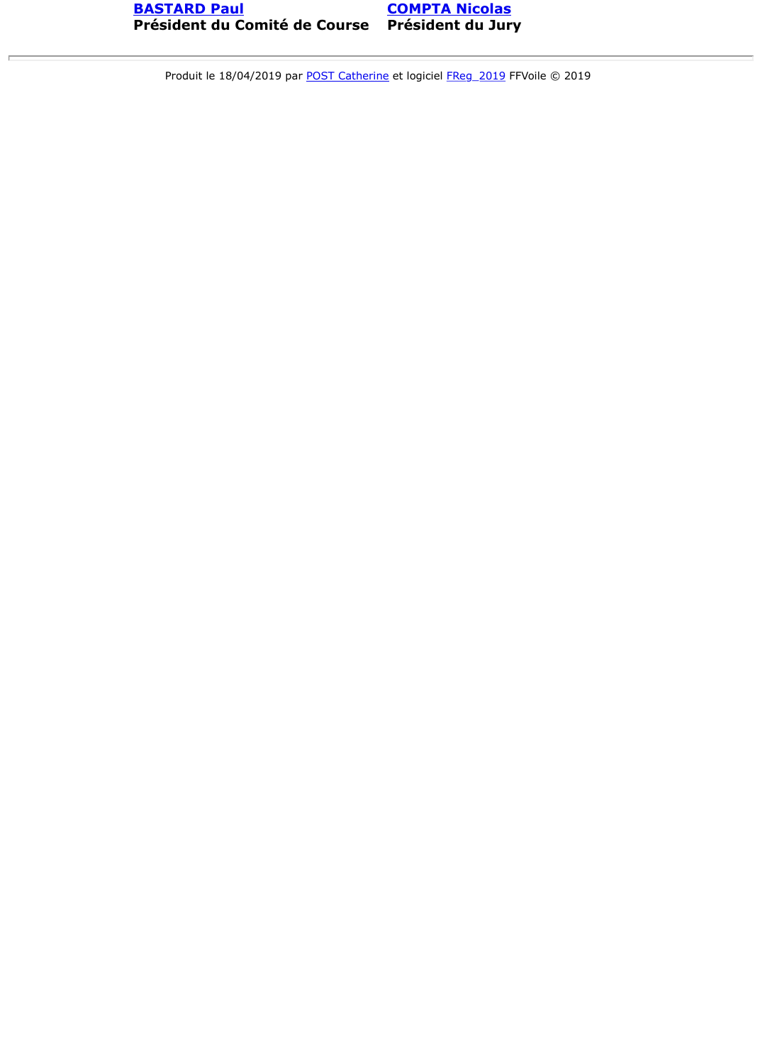| | |
|---|---|
| **BASTARD Paul** | **COMPTA Nicolas** |
| **Président du Comité de Course** | **Président du Jury** |

---

Produit le 18/04/2019 par POST Catherine et logiciel FReg_2019 FFVoile © 2019